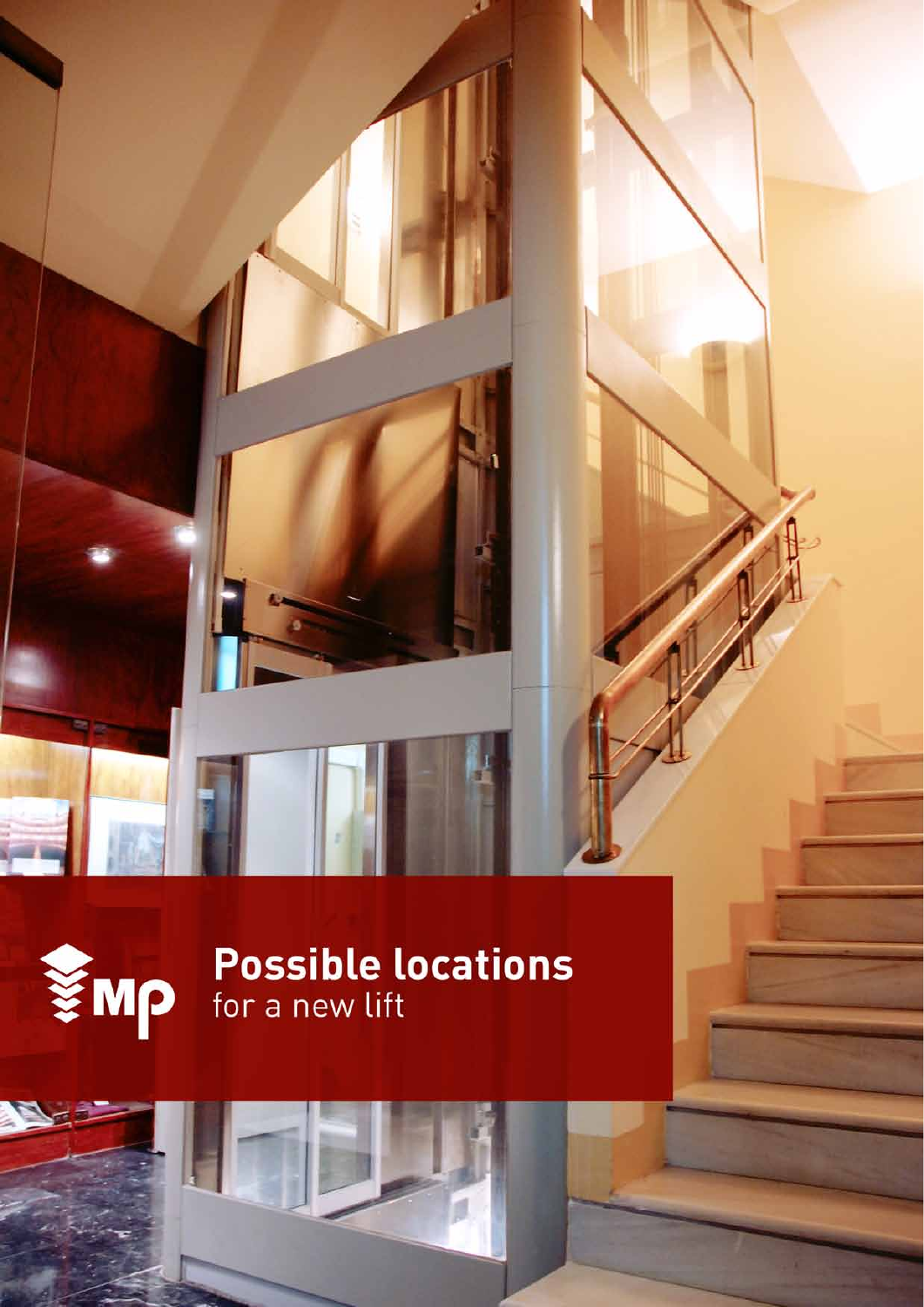MP

# Possible locations

for a new lift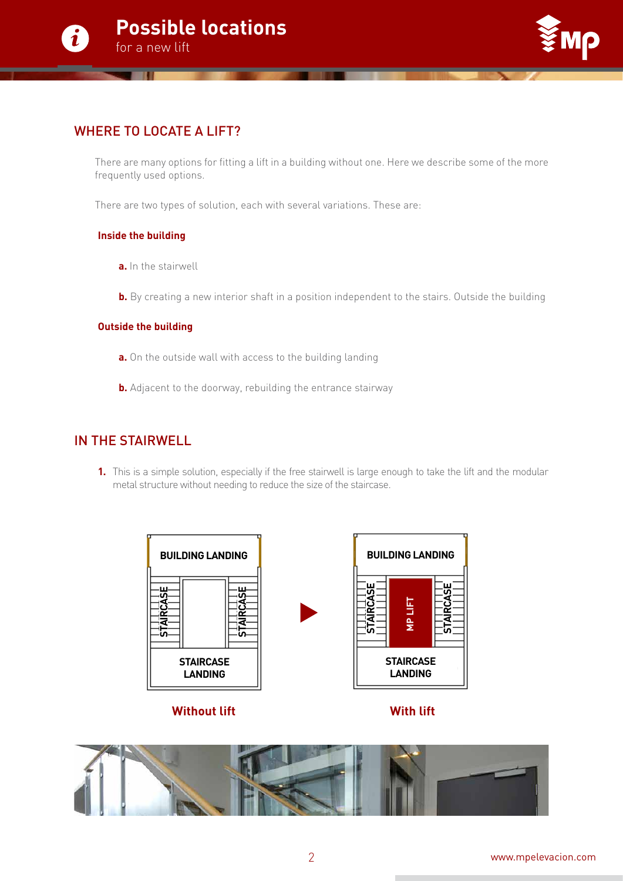## WHERE TO LOCATE A LIFT?

There are many options for fitting a lift in a building without one. Here we describe some of the more frequently used options.

There are two types of solution, each with several variations. These are:

**Inside the building**

**a.** In the stairwell

**b.** By creating a new interior shaft in a position independent to the stairs. Outside the building

**Outside the building**

**a.** On the outside wall with access to the building landing

**b.** Adjacent to the doorway, rebuilding the entrance stairway

## IN THE STAIRWELL

**1.** This is a simple solution, especially if the free stairwell is large enough to take the lift and the modular metal structure without needing to reduce the size of the staircase.

BUILDING LANDING
STAIRCASE STAIRCASE
STAIRCASE LANDING

**Without lift**

BUILDING LANDING
STAIRCASE MP LIFT STAIRCASE
STAIRCASE LANDING

**With lift**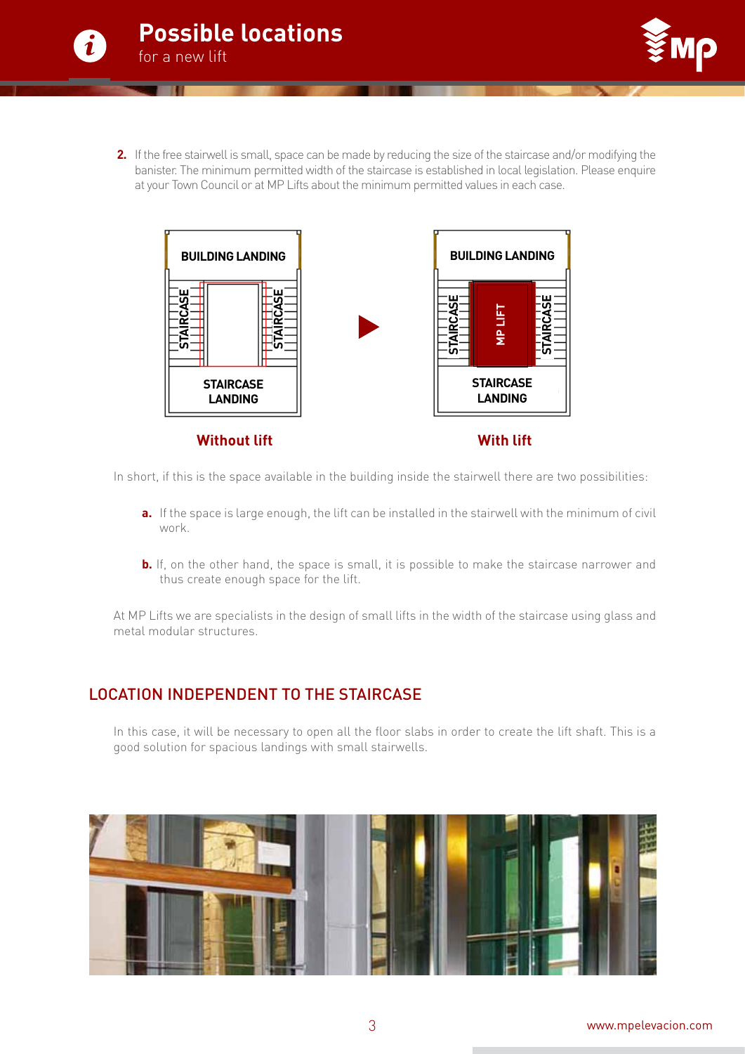**2.** If the free stairwell is small, space can be made by reducing the size of the staircase and/or modifying the banister. The minimum permitted width of the staircase is established in local legislation. Please enquire at your Town Council or at MP Lifts about the minimum permitted values in each case.

**Without lift**

**With lift**

In short, if this is the space available in the building inside the stairwell there are two possibilities:

- **a.** If the space is large enough, the lift can be installed in the stairwell with the minimum of civil work.
- **b.** If, on the other hand, the space is small, it is possible to make the staircase narrower and thus create enough space for the lift.

At MP Lifts we are specialists in the design of small lifts in the width of the staircase using glass and metal modular structures.

## LOCATION INDEPENDENT TO THE STAIRCASE

In this case, it will be necessary to open all the floor slabs in order to create the lift shaft. This is a good solution for spacious landings with small stairwells.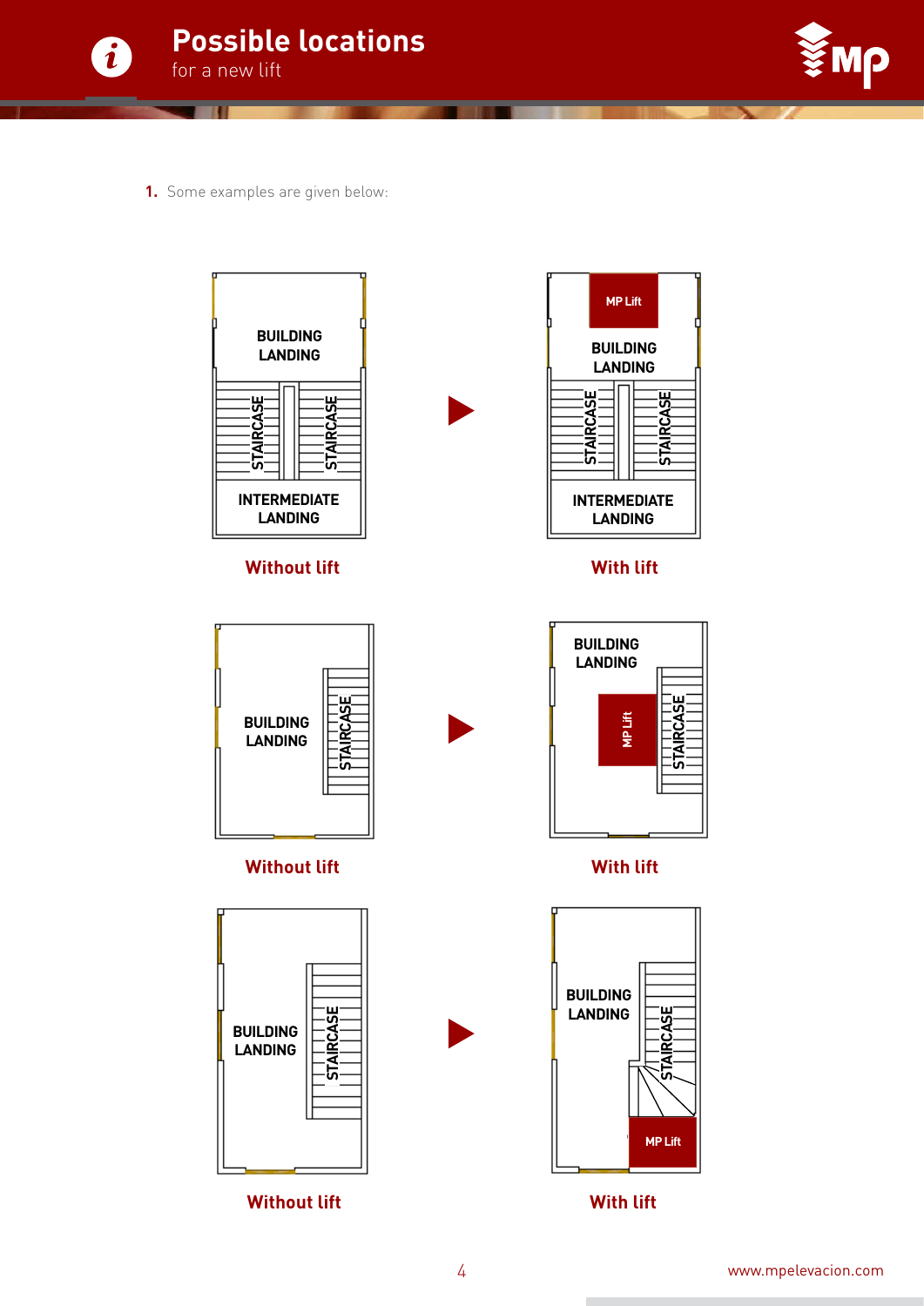# Possible locations

for a new lift

1. Some examples are given below:

BUILDING LANDING

STAIRCASE STAIRCASE

INTERMEDIATE LANDING

**Without lift**

MP Lift

BUILDING LANDING

STAIRCASE STAIRCASE

INTERMEDIATE LANDING

**With lift**

BUILDING LANDING

STAIRCASE

**Without lift**

BUILDING LANDING

MP Lift

STAIRCASE

**With lift**

BUILDING LANDING

STAIRCASE

**Without lift**

BUILDING LANDING

STAIRCASE

MP Lift

**With lift**

www.mpelevacion.com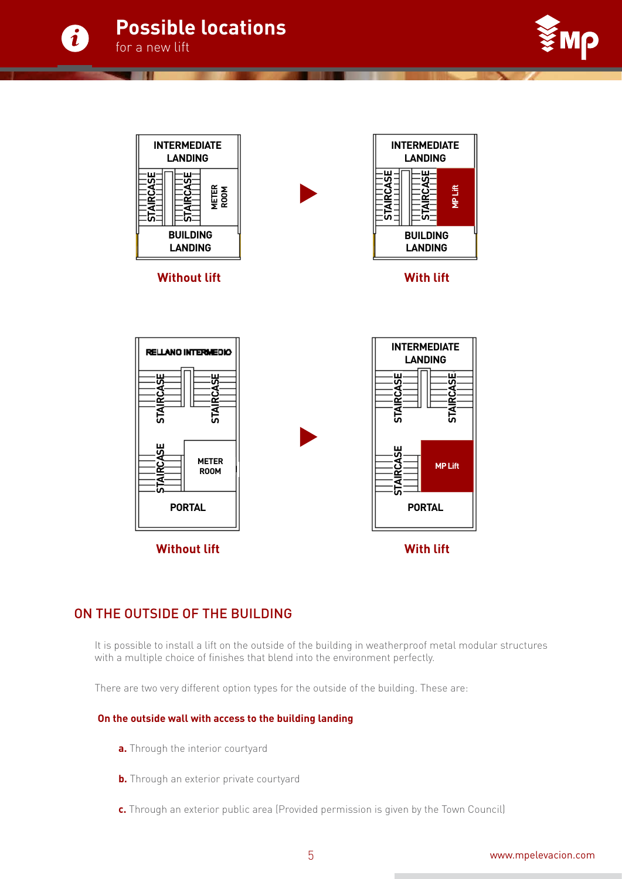# Possible locations

for a new lift

INTERMEDIATE LANDING

STAIRCASE STAIRCASE METER ROOM

BUILDING LANDING

**Without lift**

INTERMEDIATE LANDING

STAIRCASE STAIRCASE MP Lift

BUILDING LANDING

**With lift**

RELLANO INTERMEDIO

STAIRCASE STAIRCASE

STAIRCASE METER ROOM

PORTAL

**Without lift**

INTERMEDIATE LANDING

STAIRCASE STAIRCASE

STAIRCASE MP Lift

PORTAL

**With lift**

## ON THE OUTSIDE OF THE BUILDING

It is possible to install a lift on the outside of the building in weatherproof metal modular structures with a multiple choice of finishes that blend into the environment perfectly.

There are two very different option types for the outside of the building. These are:

**On the outside wall with access to the building landing**

**a.** Through the interior courtyard

**b.** Through an exterior private courtyard

**c.** Through an exterior public area (Provided permission is given by the Town Council)

www.mpelevacion.com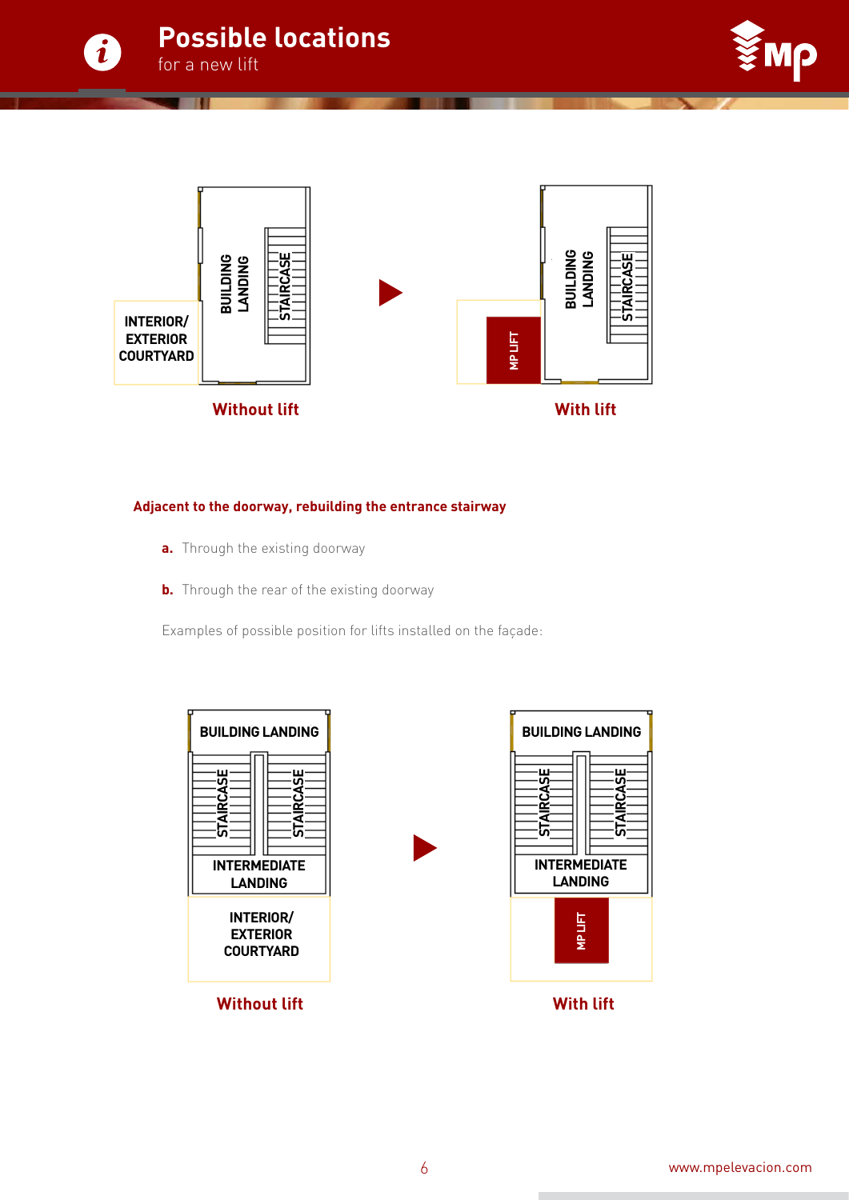# Possible locations

for a new lift

BUILDING LANDING

STAIRCASE

INTERIOR/ EXTERIOR COURTYARD

Without lift

BUILDING LANDING

STAIRCASE

MP LIFT

With lift

**Adjacent to the doorway, rebuilding the entrance stairway**

**a.** Through the existing doorway

**b.** Through the rear of the existing doorway

Examples of possible position for lifts installed on the façade:

BUILDING LANDING

STAIRCASE

STAIRCASE

INTERMEDIATE LANDING

INTERIOR/ EXTERIOR COURTYARD

Without lift

BUILDING LANDING

STAIRCASE

STAIRCASE

INTERMEDIATE LANDING

MP LIFT

With lift

www.mpelevacion.com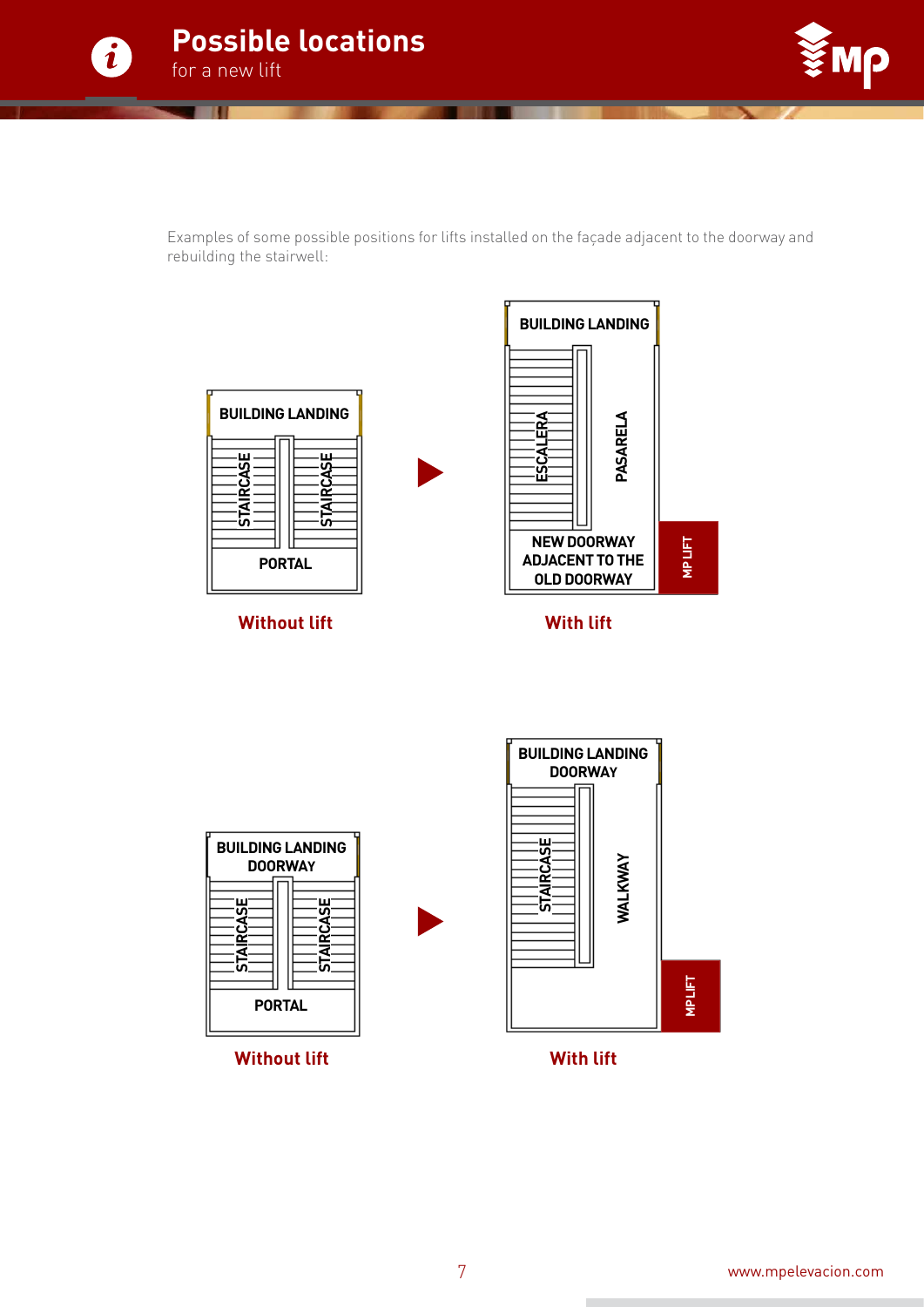# Possible locations

for a new lift

Examples of some possible positions for lifts installed on the façade adjacent to the doorway and rebuilding the stairwell:

BUILDING LANDING
STAIRCASE
STAIRCASE
PORTAL

**Without lift**

BUILDING LANDING
ESCALERA
PASARELA
NEW DOORWAY ADJACENT TO THE OLD DOORWAY
MP LIFT

**With lift**

BUILDING LANDING DOORWAY
STAIRCASE
STAIRCASE
PORTAL

**Without lift**

BUILDING LANDING DOORWAY
STAIRCASE
WALKWAY
MP LIFT

**With lift**

www.mpelevacion.com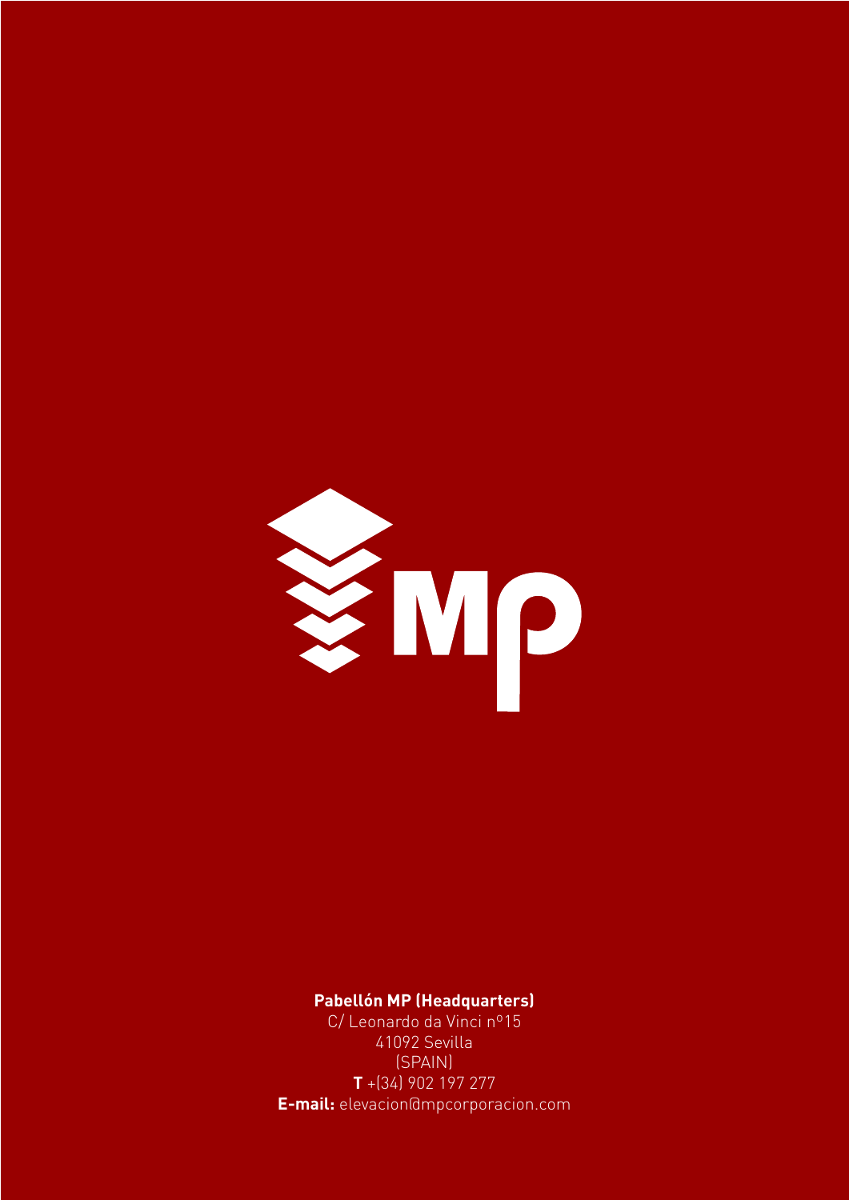**Pabellón MP (Headquarters)**
C/ Leonardo da Vinci nº15
41092 Sevilla
(SPAIN)
**T** +(34) 902 197 277
**E-mail:** elevacion@mpcorporacion.com